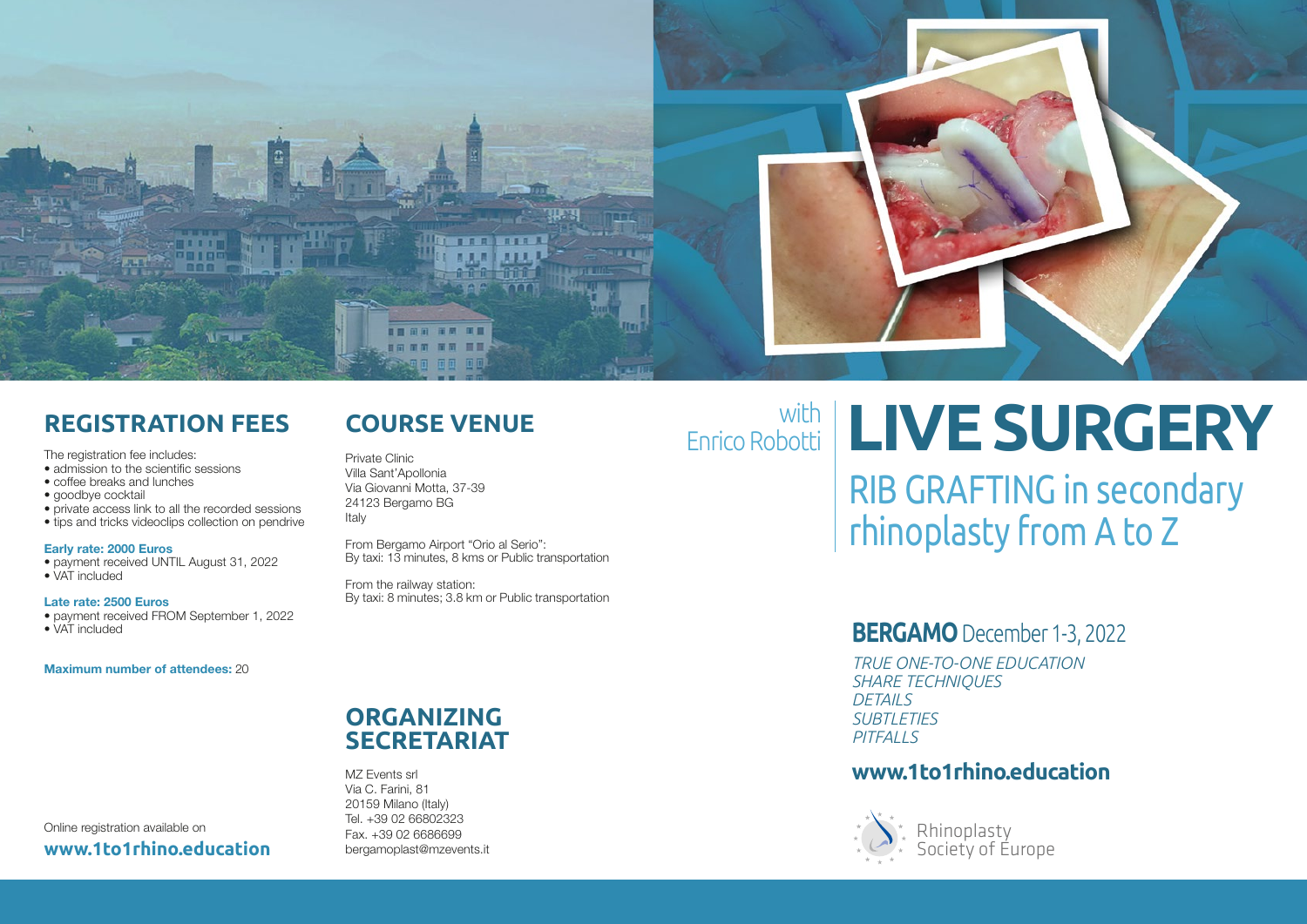## REGISTRATION FEES

The registration fee includes:

- admission to the scientific sessions
- coffee breaks and lunches
- goodbye cocktail
- private access link to all the recorded sessions
- tips and tricks videoclips collection on pendrive

**Early rate: 2000 Euros**

- payment received UNTIL August 31, 2022
- VAT included

**Late rate: 2500 Euros**

- payment received FROM September 1, 2022
- VAT included

**Maximum number of attendees:** 20

Online registration available on

**www.1to1rhino.education**

## COURSE VENUE

Private Clinic
Villa Sant'Apollonia
Via Giovanni Motta, 37-39
24123 Bergamo BG
Italy

From Bergamo Airport "Orio al Serio":
By taxi: 13 minutes, 8 kms or Public transportation

From the railway station:
By taxi: 8 minutes; 3.8 km or Public transportation

## ORGANIZING SECRETARIAT

MZ Events srl
Via C. Farini, 81
20159 Milano (Italy)
Tel. +39 02 66802323
Fax. +39 02 6686699
bergamoplast@mzevents.it

with Enrico Robotti

# LIVE SURGERY

## RIB GRAFTING in secondary rhinoplasty from A to Z

### **BERGAMO** December 1-3, 2022

*TRUE ONE-TO-ONE EDUCATION*
*SHARE TECHNIQUES*
*DETAILS*
*SUBTLETIES*
*PITFALLS*

### www.1to1rhino.education

Rhinoplasty Society of Europe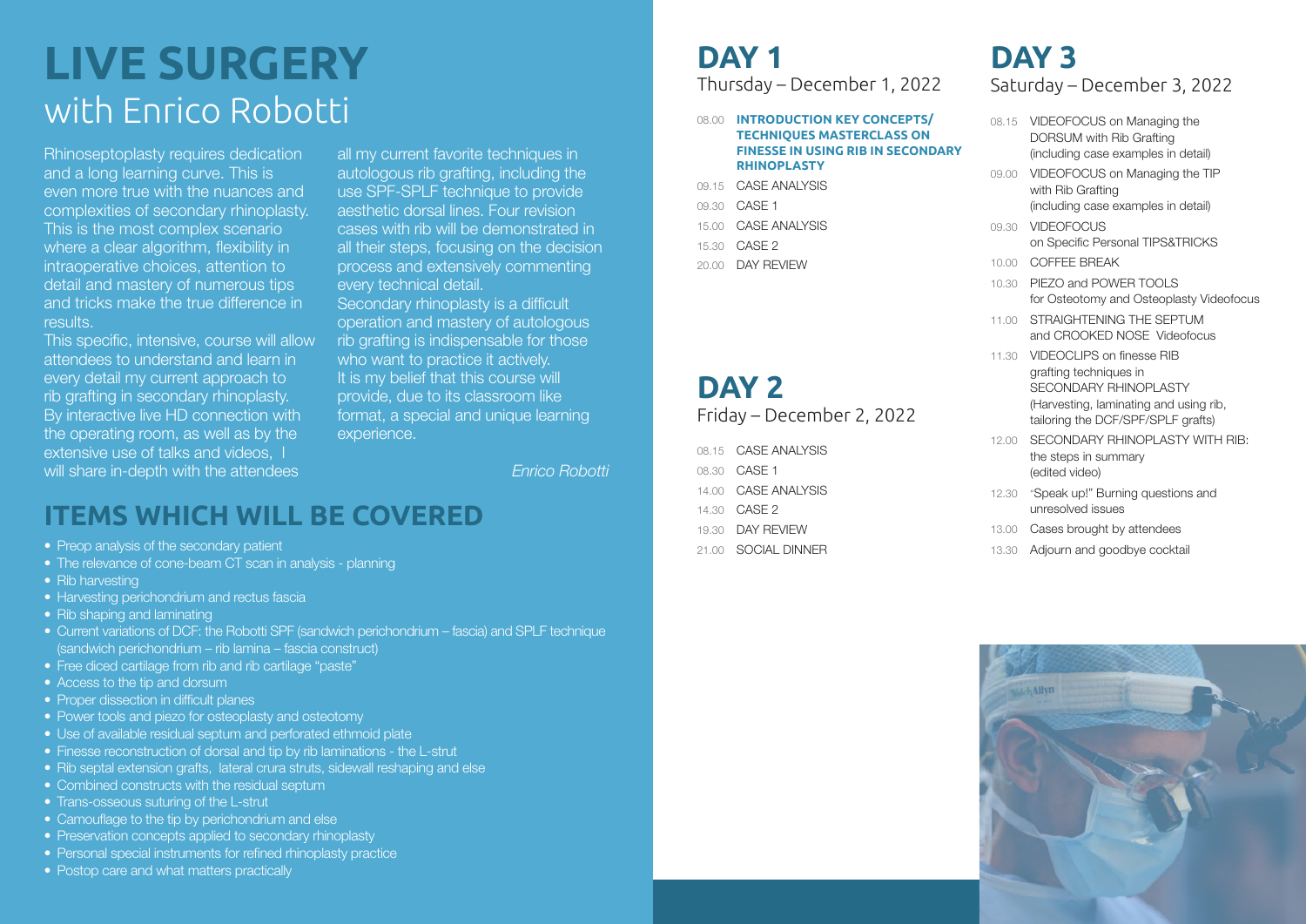# LIVE SURGERY
## with Enrico Robotti

Rhinoseptoplasty requires dedication and a long learning curve. This is even more true with the nuances and complexities of secondary rhinoplasty. This is the most complex scenario where a clear algorithm, flexibility in intraoperative choices, attention to detail and mastery of numerous tips and tricks make the true difference in results.

This specific, intensive, course will allow attendees to understand and learn in every detail my current approach to rib grafting in secondary rhinoplasty. By interactive live HD connection with the operating room, as well as by the extensive use of talks and videos, I will share in-depth with the attendees all my current favorite techniques in autologous rib grafting, including the use SPF-SPLF technique to provide aesthetic dorsal lines. Four revision cases with rib will be demonstrated in all their steps, focusing on the decision process and extensively commenting every technical detail.

Secondary rhinoplasty is a difficult operation and mastery of autologous rib grafting is indispensable for those who want to practice it actively. It is my belief that this course will provide, due to its classroom like format, a special and unique learning experience.

*Enrico Robotti*

## ITEMS WHICH WILL BE COVERED

- Preop analysis of the secondary patient
- The relevance of cone-beam CT scan in analysis - planning
- Rib harvesting
- Harvesting perichondrium and rectus fascia
- Rib shaping and laminating
- Current variations of DCF: the Robotti SPF (sandwich perichondrium – fascia) and SPLF technique (sandwich perichondrium – rib lamina – fascia construct)
- Free diced cartilage from rib and rib cartilage "paste"
- Access to the tip and dorsum
- Proper dissection in difficult planes
- Power tools and piezo for osteoplasty and osteotomy
- Use of available residual septum and perforated ethmoid plate
- Finesse reconstruction of dorsal and tip by rib laminations - the L-strut
- Rib septal extension grafts, lateral crura struts, sidewall reshaping and else
- Combined constructs with the residual septum
- Trans-osseous suturing of the L-strut
- Camouflage to the tip by perichondrium and else
- Preservation concepts applied to secondary rhinoplasty
- Personal special instruments for refined rhinoplasty practice
- Postop care and what matters practically

# DAY 1
Thursday – December 1, 2022

- 08.00 **INTRODUCTION KEY CONCEPTS/ TECHNIQUES MASTERCLASS ON FINESSE IN USING RIB IN SECONDARY RHINOPLASTY**
- 09.15 CASE ANALYSIS
- 09.30 CASE 1
- 15.00 CASE ANALYSIS
- 15.30 CASE 2
- 20.00 DAY REVIEW

# DAY 2
Friday – December 2, 2022

- 08.15 CASE ANALYSIS
- 08.30 CASE 1
- 14.00 CASE ANALYSIS
- 14.30 CASE 2
- 19.30 DAY REVIEW
- 21.00 SOCIAL DINNER

# DAY 3
Saturday – December 3, 2022

- 08.15 VIDEOFOCUS on Managing the DORSUM with Rib Grafting (including case examples in detail)
- 09.00 VIDEOFOCUS on Managing the TIP with Rib Grafting (including case examples in detail)
- 09.30 VIDEOFOCUS on Specific Personal TIPS&TRICKS
- 10.00 COFFEE BREAK
- 10.30 PIEZO and POWER TOOLS for Osteotomy and Osteoplasty Videofocus
- 11.00 STRAIGHTENING THE SEPTUM and CROOKED NOSE Videofocus
- 11.30 VIDEOCLIPS on finesse RIB grafting techniques in SECONDARY RHINOPLASTY (Harvesting, laminating and using rib, tailoring the DCF/SPF/SPLF grafts)
- 12.00 SECONDARY RHINOPLASTY WITH RIB: the steps in summary (edited video)
- 12.30 "Speak up!" Burning questions and unresolved issues
- 13.00 Cases brought by attendees
- 13.30 Adjourn and goodbye cocktail